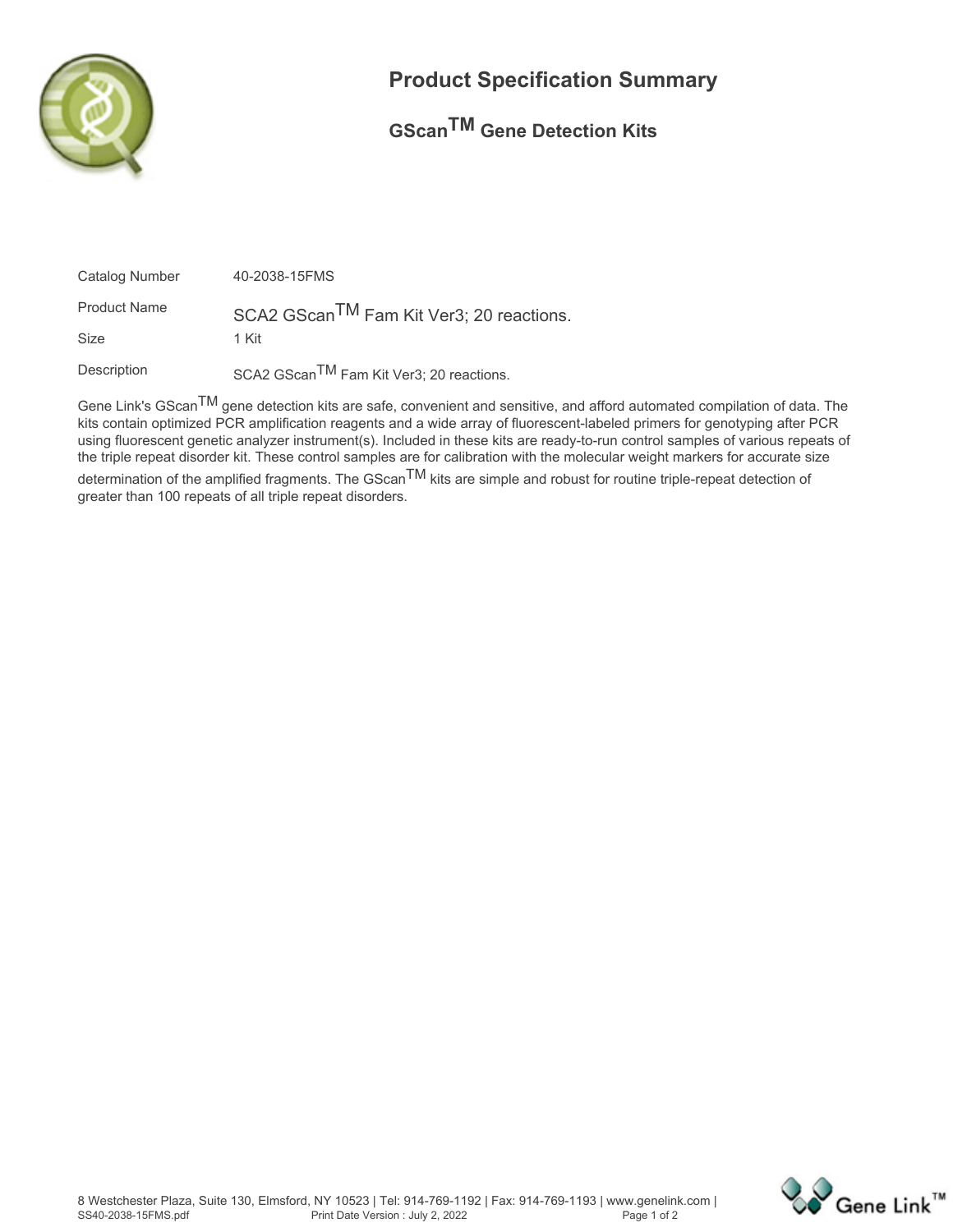# Product Specification Summary

## GScan™ Gene Detection Kits

| | |
|---|---|
| Catalog Number | 40-2038-15FMS |
| Product Name | SCA2 GScan™ Fam Kit Ver3; 20 reactions. |
| Size | 1 Kit |
| Description | SCA2 GScan™ Fam Kit Ver3; 20 reactions. |

Gene Link's GScan™ gene detection kits are safe, convenient and sensitive, and afford automated compilation of data. The kits contain optimized PCR amplification reagents and a wide array of fluorescent-labeled primers for genotyping after PCR using fluorescent genetic analyzer instrument(s). Included in these kits are ready-to-run control samples of various repeats of the triple repeat disorder kit. These control samples are for calibration with the molecular weight markers for accurate size determination of the amplified fragments. The GScan™ kits are simple and robust for routine triple-repeat detection of greater than 100 repeats of all triple repeat disorders.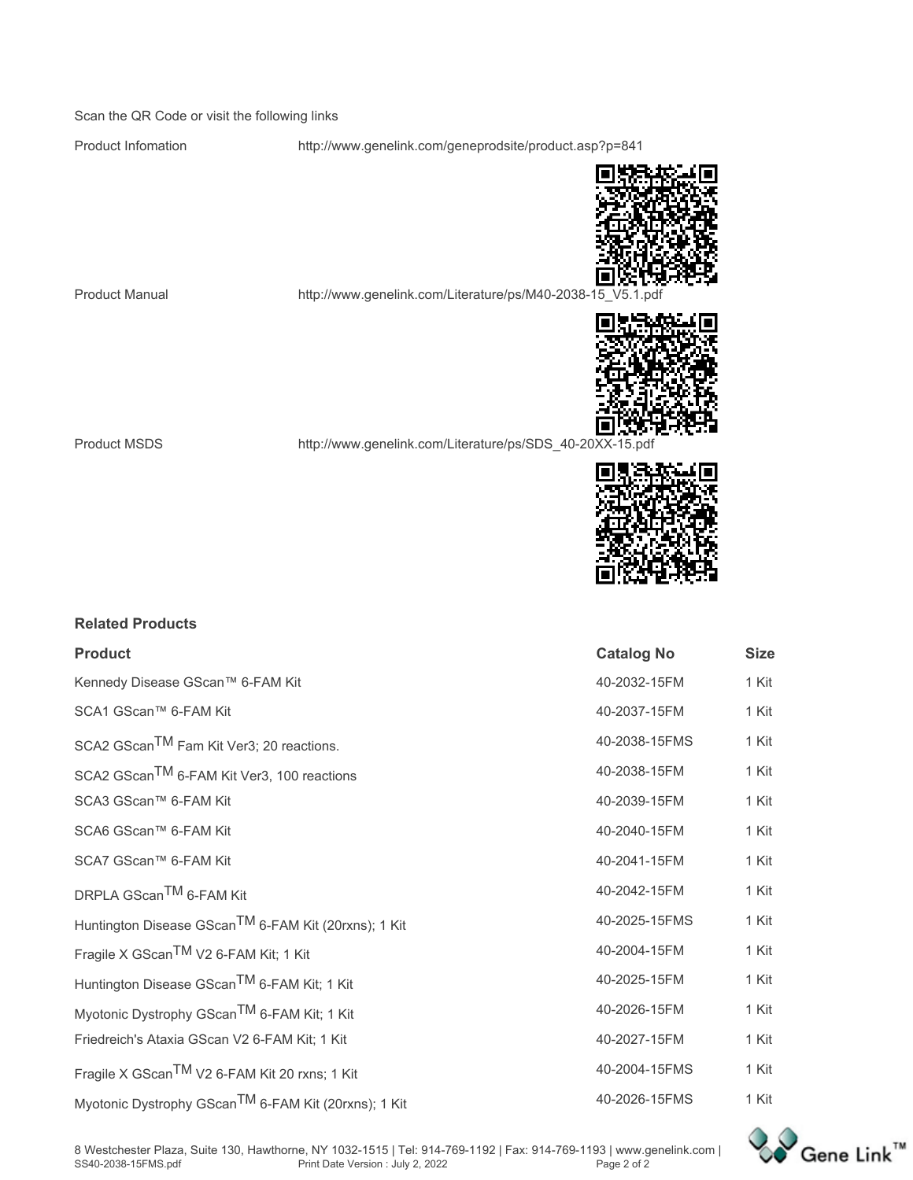Scan the QR Code or visit the following links

| | |
|---|---|
| Product Infomation | http://www.genelink.com/geneprodsite/product.asp?p=841 |
| Product Manual | http://www.genelink.com/Literature/ps/M40-2038-15_V5.1.pdf |
| Product MSDS | http://www.genelink.com/Literature/ps/SDS_40-20XX-15.pdf |

### Related Products

| Product | Catalog No | Size |
|---|---|---|
| Kennedy Disease GScan™ 6-FAM Kit | 40-2032-15FM | 1 Kit |
| SCA1 GScan™ 6-FAM Kit | 40-2037-15FM | 1 Kit |
| SCA2 GScan™ Fam Kit Ver3; 20 reactions. | 40-2038-15FMS | 1 Kit |
| SCA2 GScan™ 6-FAM Kit Ver3, 100 reactions | 40-2038-15FM | 1 Kit |
| SCA3 GScan™ 6-FAM Kit | 40-2039-15FM | 1 Kit |
| SCA6 GScan™ 6-FAM Kit | 40-2040-15FM | 1 Kit |
| SCA7 GScan™ 6-FAM Kit | 40-2041-15FM | 1 Kit |
| DRPLA GScan™ 6-FAM Kit | 40-2042-15FM | 1 Kit |
| Huntington Disease GScan™ 6-FAM Kit (20rxns); 1 Kit | 40-2025-15FMS | 1 Kit |
| Fragile X GScan™ V2 6-FAM Kit; 1 Kit | 40-2004-15FM | 1 Kit |
| Huntington Disease GScan™ 6-FAM Kit; 1 Kit | 40-2025-15FM | 1 Kit |
| Myotonic Dystrophy GScan™ 6-FAM Kit; 1 Kit | 40-2026-15FM | 1 Kit |
| Friedreich's Ataxia GScan V2 6-FAM Kit; 1 Kit | 40-2027-15FM | 1 Kit |
| Fragile X GScan™ V2 6-FAM Kit 20 rxns; 1 Kit | 40-2004-15FMS | 1 Kit |
| Myotonic Dystrophy GScan™ 6-FAM Kit (20rxns); 1 Kit | 40-2026-15FMS | 1 Kit |